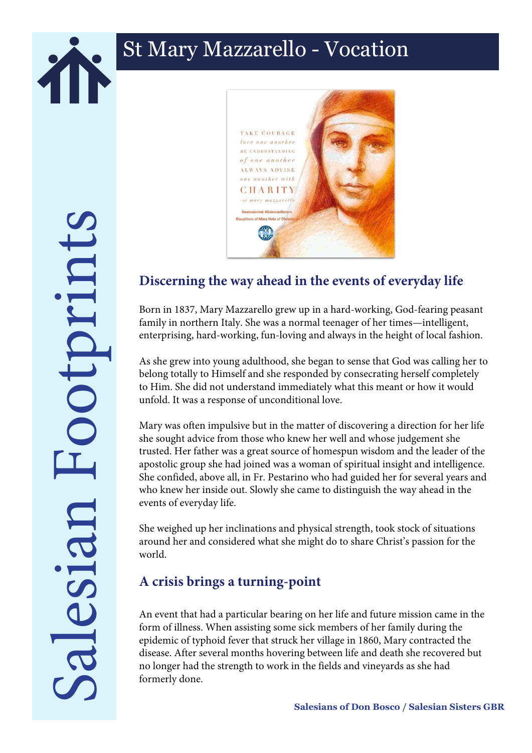# St Mary Mazzarello - Vocation

## Discerning the way ahead in the events of everyday life

Born in 1837, Mary Mazzarello grew up in a hard-working, God-fearing peasant family in northern Italy. She was a normal teenager of her times—intelligent, enterprising, hard-working, fun-loving and always in the height of local fashion.

As she grew into young adulthood, she began to sense that God was calling her to belong totally to Himself and she responded by consecrating herself completely to Him. She did not understand immediately what this meant or how it would unfold. It was a response of unconditional love.

Mary was often impulsive but in the matter of discovering a direction for her life she sought advice from those who knew her well and whose judgement she trusted. Her father was a great source of homespun wisdom and the leader of the apostolic group she had joined was a woman of spiritual insight and intelligence. She confided, above all, in Fr. Pestarino who had guided her for several years and who knew her inside out. Slowly she came to distinguish the way ahead in the events of everyday life.

She weighed up her inclinations and physical strength, took stock of situations around her and considered what she might do to share Christ's passion for the world.

## A crisis brings a turning-point

An event that had a particular bearing on her life and future mission came in the form of illness. When assisting some sick members of her family during the epidemic of typhoid fever that struck her village in 1860, Mary contracted the disease. After several months hovering between life and death she recovered but no longer had the strength to work in the fields and vineyards as she had formerly done.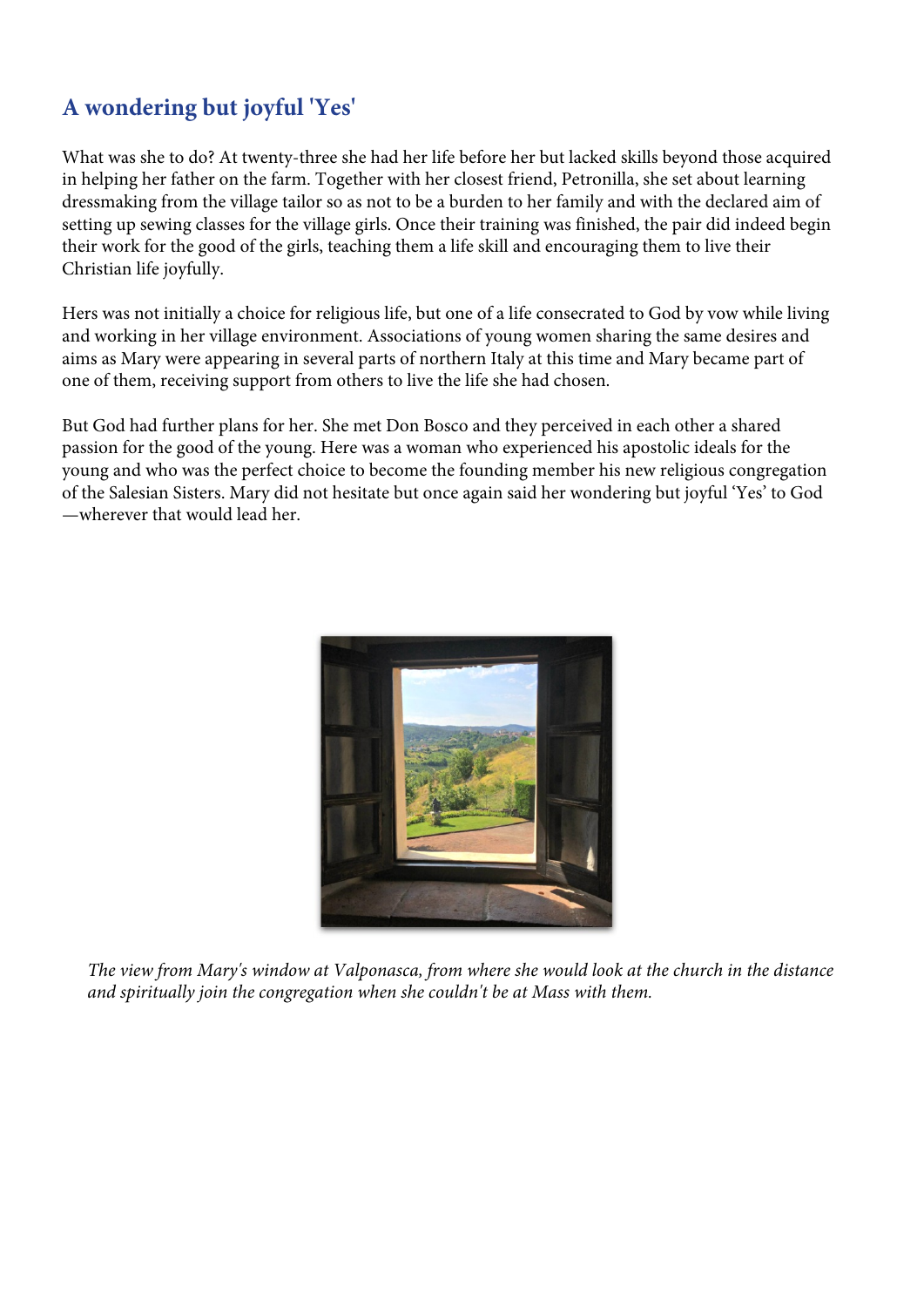## A wondering but joyful 'Yes'

What was she to do? At twenty-three she had her life before her but lacked skills beyond those acquired in helping her father on the farm. Together with her closest friend, Petronilla, she set about learning dressmaking from the village tailor so as not to be a burden to her family and with the declared aim of setting up sewing classes for the village girls. Once their training was finished, the pair did indeed begin their work for the good of the girls, teaching them a life skill and encouraging them to live their Christian life joyfully.

Hers was not initially a choice for religious life, but one of a life consecrated to God by vow while living and working in her village environment. Associations of young women sharing the same desires and aims as Mary were appearing in several parts of northern Italy at this time and Mary became part of one of them, receiving support from others to live the life she had chosen.

But God had further plans for her. She met Don Bosco and they perceived in each other a shared passion for the good of the young. Here was a woman who experienced his apostolic ideals for the young and who was the perfect choice to become the founding member his new religious congregation of the Salesian Sisters. Mary did not hesitate but once again said her wondering but joyful 'Yes' to God —wherever that would lead her.

*The view from Mary's window at Valponasca, from where she would look at the church in the distance and spiritually join the congregation when she couldn't be at Mass with them.*